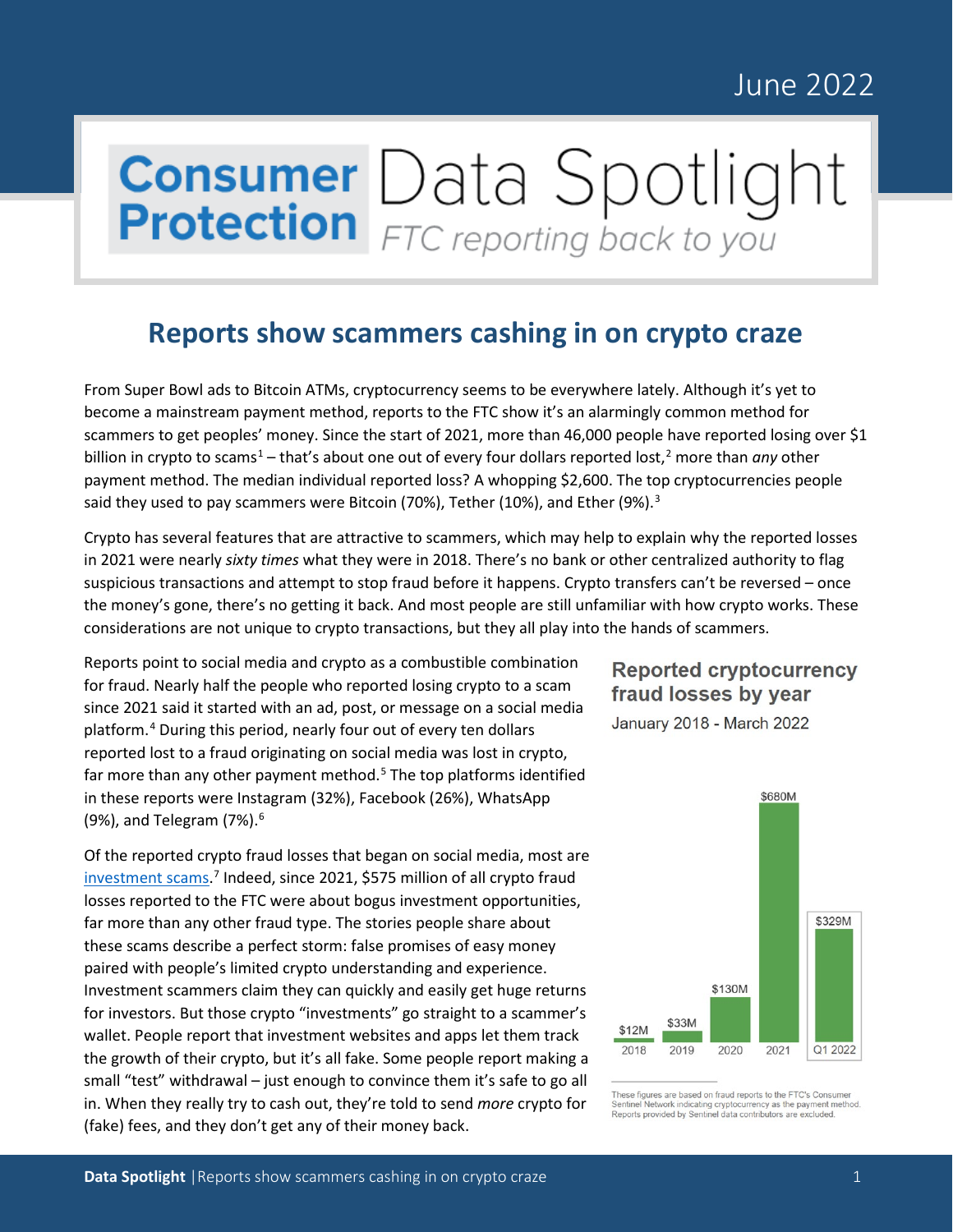June 2022

# Consumer Protection Data Spotlight

*FTC reporting back to you*

## Reports show scammers cashing in on crypto craze

From Super Bowl ads to Bitcoin ATMs, cryptocurrency seems to be everywhere lately. Although it's yet to become a mainstream payment method, reports to the FTC show it's an alarmingly common method for scammers to get peoples' money. Since the start of 2021, more than 46,000 people have reported losing over $1 billion in crypto to scams[1] – that's about one out of every four dollars reported lost,[2] more than *any* other payment method. The median individual reported loss? A whopping $2,600. The top cryptocurrencies people said they used to pay scammers were Bitcoin (70%), Tether (10%), and Ether (9%).[3]

Crypto has several features that are attractive to scammers, which may help to explain why the reported losses in 2021 were nearly *sixty times* what they were in 2018. There's no bank or other centralized authority to flag suspicious transactions and attempt to stop fraud before it happens. Crypto transfers can't be reversed – once the money's gone, there's no getting it back. And most people are still unfamiliar with how crypto works. These considerations are not unique to crypto transactions, but they all play into the hands of scammers.

Reports point to social media and crypto as a combustible combination for fraud. Nearly half the people who reported losing crypto to a scam since 2021 said it started with an ad, post, or message on a social media platform.[4] During this period, nearly four out of every ten dollars reported lost to a fraud originating on social media was lost in crypto, far more than any other payment method.[5] The top platforms identified in these reports were Instagram (32%), Facebook (26%), WhatsApp (9%), and Telegram (7%).[6]

Of the reported crypto fraud losses that began on social media, most are investment scams.[7] Indeed, since 2021, $575 million of all crypto fraud losses reported to the FTC were about bogus investment opportunities, far more than any other fraud type. The stories people share about these scams describe a perfect storm: false promises of easy money paired with people's limited crypto understanding and experience. Investment scammers claim they can quickly and easily get huge returns for investors. But those crypto "investments" go straight to a scammer's wallet. People report that investment websites and apps let them track the growth of their crypto, but it's all fake. Some people report making a small "test" withdrawal – just enough to convince them it's safe to go all in. When they really try to cash out, they're told to send *more* crypto for (fake) fees, and they don't get any of their money back.

### Reported cryptocurrency fraud losses by year

January 2018 - March 2022

| Year | Reported losses |
| --- | --- |
| 2018 | $12M |
| 2019 | $33M |
| 2020 | $130M |
| 2021 | $680M |
| Q1 2022 | $329M |

These figures are based on fraud reports to the FTC's Consumer Sentinel Network indicating cryptocurrency as the payment method. Reports provided by Sentinel data contributors are excluded.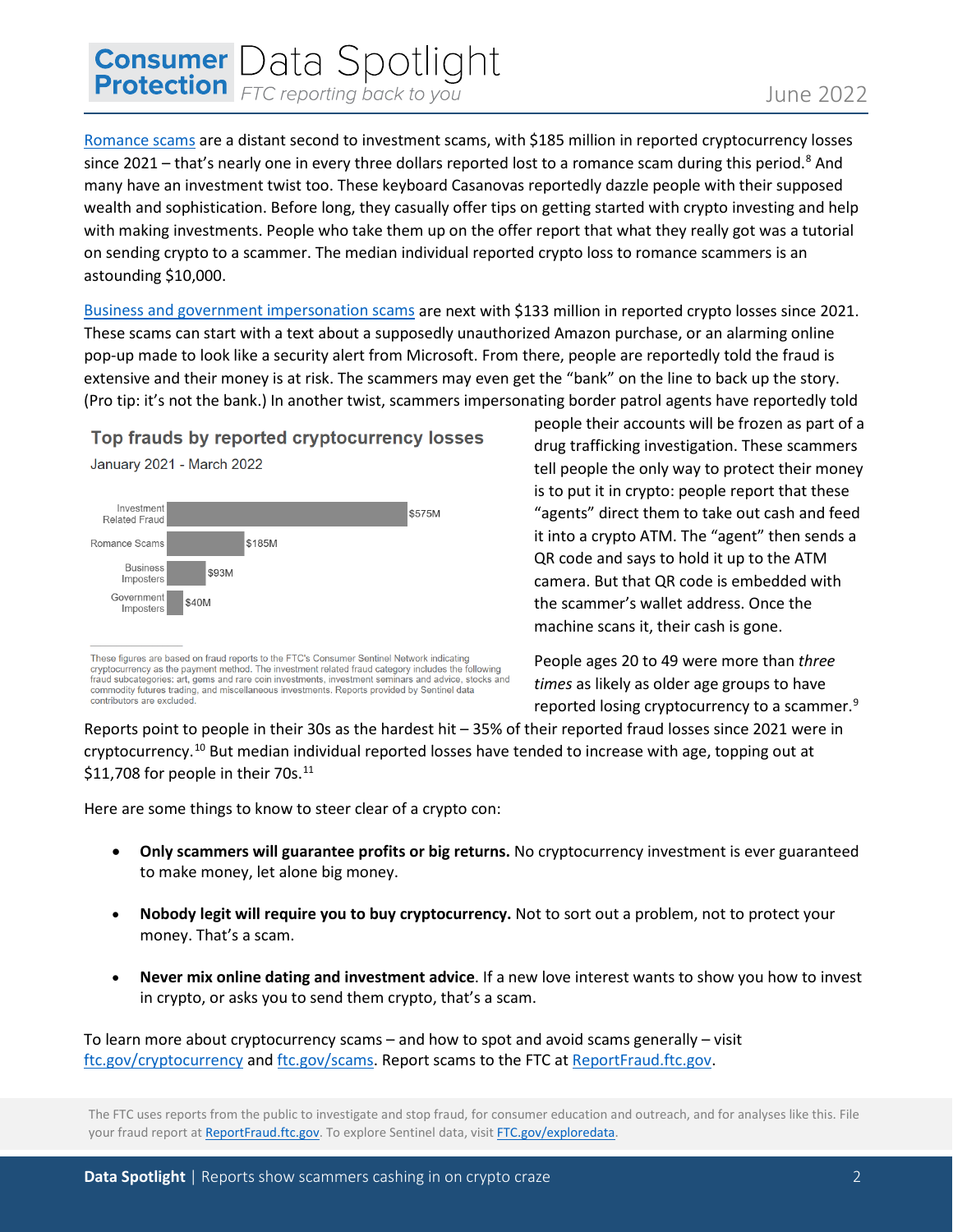[Romance scams](#) are a distant second to investment scams, with $185 million in reported cryptocurrency losses since 2021 – that's nearly one in every three dollars reported lost to a romance scam during this period.[8] And many have an investment twist too. These keyboard Casanovas reportedly dazzle people with their supposed wealth and sophistication. Before long, they casually offer tips on getting started with crypto investing and help with making investments. People who take them up on the offer report that what they really got was a tutorial on sending crypto to a scammer. The median individual reported crypto loss to romance scammers is an astounding $10,000.

[Business and government impersonation scams](#) are next with $133 million in reported crypto losses since 2021. These scams can start with a text about a supposedly unauthorized Amazon purchase, or an alarming online pop-up made to look like a security alert from Microsoft. From there, people are reportedly told the fraud is extensive and their money is at risk. The scammers may even get the "bank" on the line to back up the story. (Pro tip: it's not the bank.) In another twist, scammers impersonating border patrol agents have reportedly told people their accounts will be frozen as part of a drug trafficking investigation. These scammers tell people the only way to protect their money is to put it in crypto: people report that these "agents" direct them to take out cash and feed it into a crypto ATM. The "agent" then sends a QR code and says to hold it up to the ATM camera. But that QR code is embedded with the scammer's wallet address. Once the machine scans it, their cash is gone.

**Top frauds by reported cryptocurrency losses**

January 2021 - March 2022

| Fraud | Reported losses |
|---|---|
| Investment Related Fraud | $575M |
| Romance Scams | $185M |
| Business Imposters | $93M |
| Government Imposters | $40M |

These figures are based on fraud reports to the FTC's Consumer Sentinel Network indicating cryptocurrency as the payment method. The investment related fraud category includes the following fraud subcategories: art, gems and rare coin investments, investment seminars and advice, stocks and commodity futures trading, and miscellaneous investments. Reports provided by Sentinel data contributors are excluded.

People ages 20 to 49 were more than *three times* as likely as older age groups to have reported losing cryptocurrency to a scammer.[9] Reports point to people in their 30s as the hardest hit – 35% of their reported fraud losses since 2021 were in cryptocurrency.[10] But median individual reported losses have tended to increase with age, topping out at $11,708 for people in their 70s.[11]

Here are some things to know to steer clear of a crypto con:

- **Only scammers will guarantee profits or big returns.** No cryptocurrency investment is ever guaranteed to make money, let alone big money.
- **Nobody legit will require you to buy cryptocurrency.** Not to sort out a problem, not to protect your money. That's a scam.
- **Never mix online dating and investment advice**. If a new love interest wants to show you how to invest in crypto, or asks you to send them crypto, that's a scam.

To learn more about cryptocurrency scams – and how to spot and avoid scams generally – visit [ftc.gov/cryptocurrency](#) and [ftc.gov/scams](#). Report scams to the FTC at [ReportFraud.ftc.gov](#).

The FTC uses reports from the public to investigate and stop fraud, for consumer education and outreach, and for analyses like this. File your fraud report at [ReportFraud.ftc.gov](#). To explore Sentinel data, visit [FTC.gov/exploredata](#).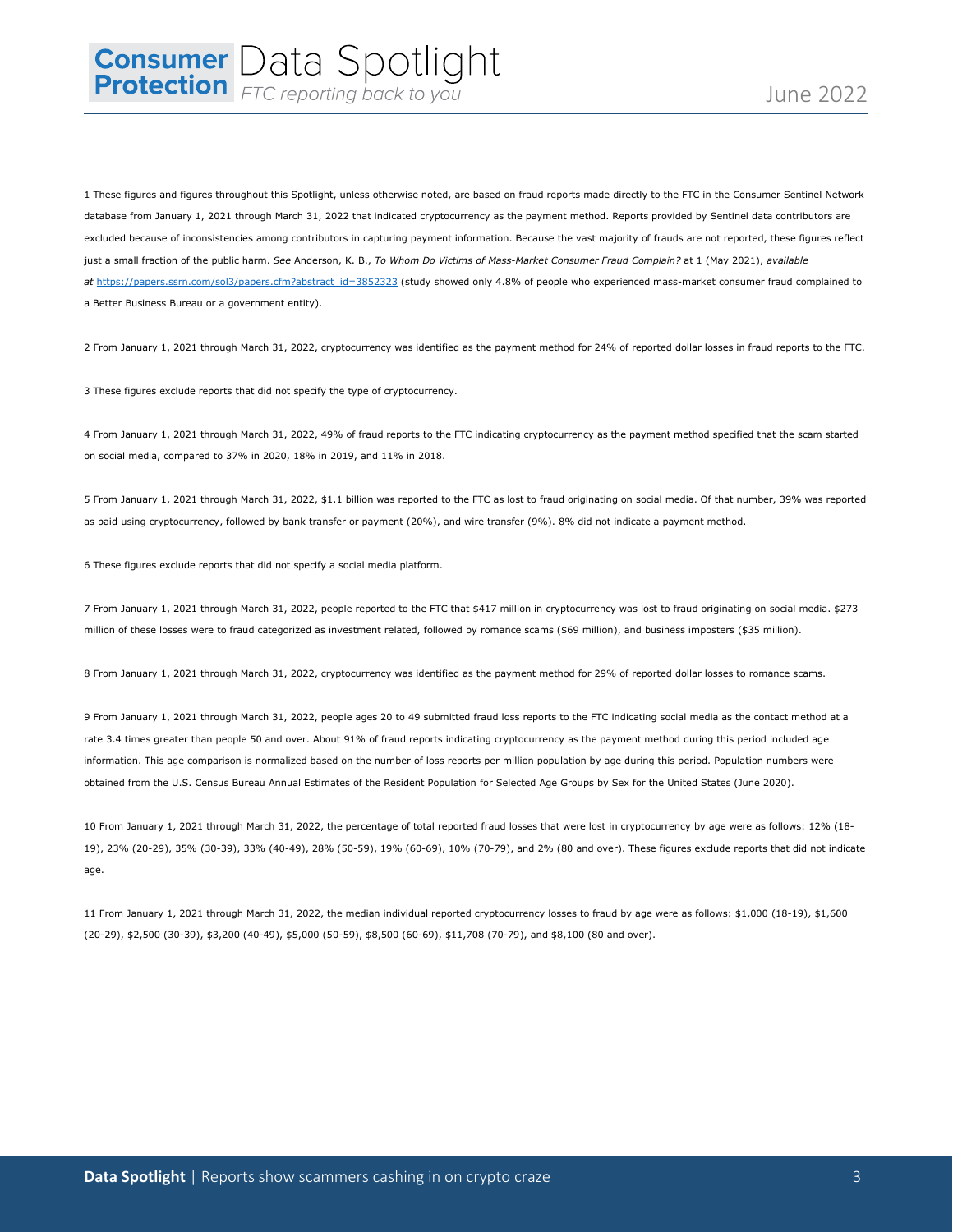1 These figures and figures throughout this Spotlight, unless otherwise noted, are based on fraud reports made directly to the FTC in the Consumer Sentinel Network database from January 1, 2021 through March 31, 2022 that indicated cryptocurrency as the payment method. Reports provided by Sentinel data contributors are excluded because of inconsistencies among contributors in capturing payment information. Because the vast majority of frauds are not reported, these figures reflect just a small fraction of the public harm. *See* Anderson, K. B., *To Whom Do Victims of Mass-Market Consumer Fraud Complain?* at 1 (May 2021), *available at* https://papers.ssrn.com/sol3/papers.cfm?abstract_id=3852323 (study showed only 4.8% of people who experienced mass-market consumer fraud complained to a Better Business Bureau or a government entity).

2 From January 1, 2021 through March 31, 2022, cryptocurrency was identified as the payment method for 24% of reported dollar losses in fraud reports to the FTC.

3 These figures exclude reports that did not specify the type of cryptocurrency.

4 From January 1, 2021 through March 31, 2022, 49% of fraud reports to the FTC indicating cryptocurrency as the payment method specified that the scam started on social media, compared to 37% in 2020, 18% in 2019, and 11% in 2018.

5 From January 1, 2021 through March 31, 2022, $1.1 billion was reported to the FTC as lost to fraud originating on social media. Of that number, 39% was reported as paid using cryptocurrency, followed by bank transfer or payment (20%), and wire transfer (9%). 8% did not indicate a payment method.

6 These figures exclude reports that did not specify a social media platform.

7 From January 1, 2021 through March 31, 2022, people reported to the FTC that $417 million in cryptocurrency was lost to fraud originating on social media. $273 million of these losses were to fraud categorized as investment related, followed by romance scams ($69 million), and business imposters ($35 million).

8 From January 1, 2021 through March 31, 2022, cryptocurrency was identified as the payment method for 29% of reported dollar losses to romance scams.

9 From January 1, 2021 through March 31, 2022, people ages 20 to 49 submitted fraud loss reports to the FTC indicating social media as the contact method at a rate 3.4 times greater than people 50 and over. About 91% of fraud reports indicating cryptocurrency as the payment method during this period included age information. This age comparison is normalized based on the number of loss reports per million population by age during this period. Population numbers were obtained from the U.S. Census Bureau Annual Estimates of the Resident Population for Selected Age Groups by Sex for the United States (June 2020).

10 From January 1, 2021 through March 31, 2022, the percentage of total reported fraud losses that were lost in cryptocurrency by age were as follows: 12% (18-19), 23% (20-29), 35% (30-39), 33% (40-49), 28% (50-59), 19% (60-69), 10% (70-79), and 2% (80 and over). These figures exclude reports that did not indicate age.

11 From January 1, 2021 through March 31, 2022, the median individual reported cryptocurrency losses to fraud by age were as follows: $1,000 (18-19), $1,600 (20-29), $2,500 (30-39), $3,200 (40-49), $5,000 (50-59), $8,500 (60-69), $11,708 (70-79), and $8,100 (80 and over).